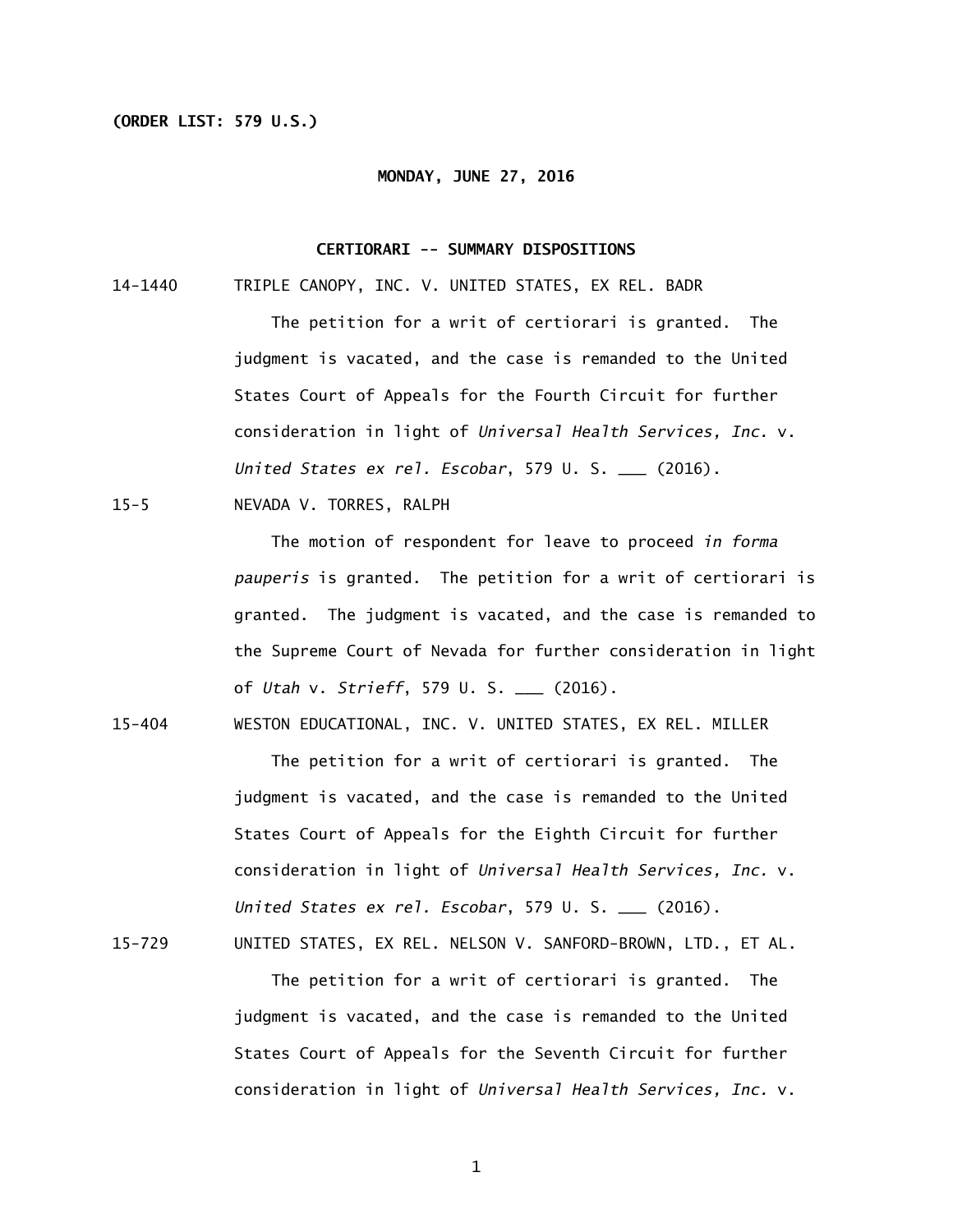**(ORDER LIST: 579 U.S.)**

**MONDAY, JUNE 27, 2016**

**CERTIORARI -- SUMMARY DISPOSITIONS**

14-1440 TRIPLE CANOPY, INC. V. UNITED STATES, EX REL. BADR

The petition for a writ of certiorari is granted. The judgment is vacated, and the case is remanded to the United States Court of Appeals for the Fourth Circuit for further consideration in light of *Universal Health Services, Inc.* v. *United States ex rel. Escobar*, 579 U. S. ___ (2016).

15-5 NEVADA V. TORRES, RALPH

The motion of respondent for leave to proceed *in forma pauperis* is granted. The petition for a writ of certiorari is granted. The judgment is vacated, and the case is remanded to the Supreme Court of Nevada for further consideration in light of *Utah* v. *Strieff*, 579 U. S. ___ (2016).

15-404 WESTON EDUCATIONAL, INC. V. UNITED STATES, EX REL. MILLER

The petition for a writ of certiorari is granted. The judgment is vacated, and the case is remanded to the United States Court of Appeals for the Eighth Circuit for further consideration in light of *Universal Health Services, Inc.* v. *United States ex rel. Escobar*, 579 U. S. ___ (2016).

15-729 UNITED STATES, EX REL. NELSON V. SANFORD-BROWN, LTD., ET AL.

The petition for a writ of certiorari is granted. The judgment is vacated, and the case is remanded to the United States Court of Appeals for the Seventh Circuit for further consideration in light of *Universal Health Services, Inc.* v.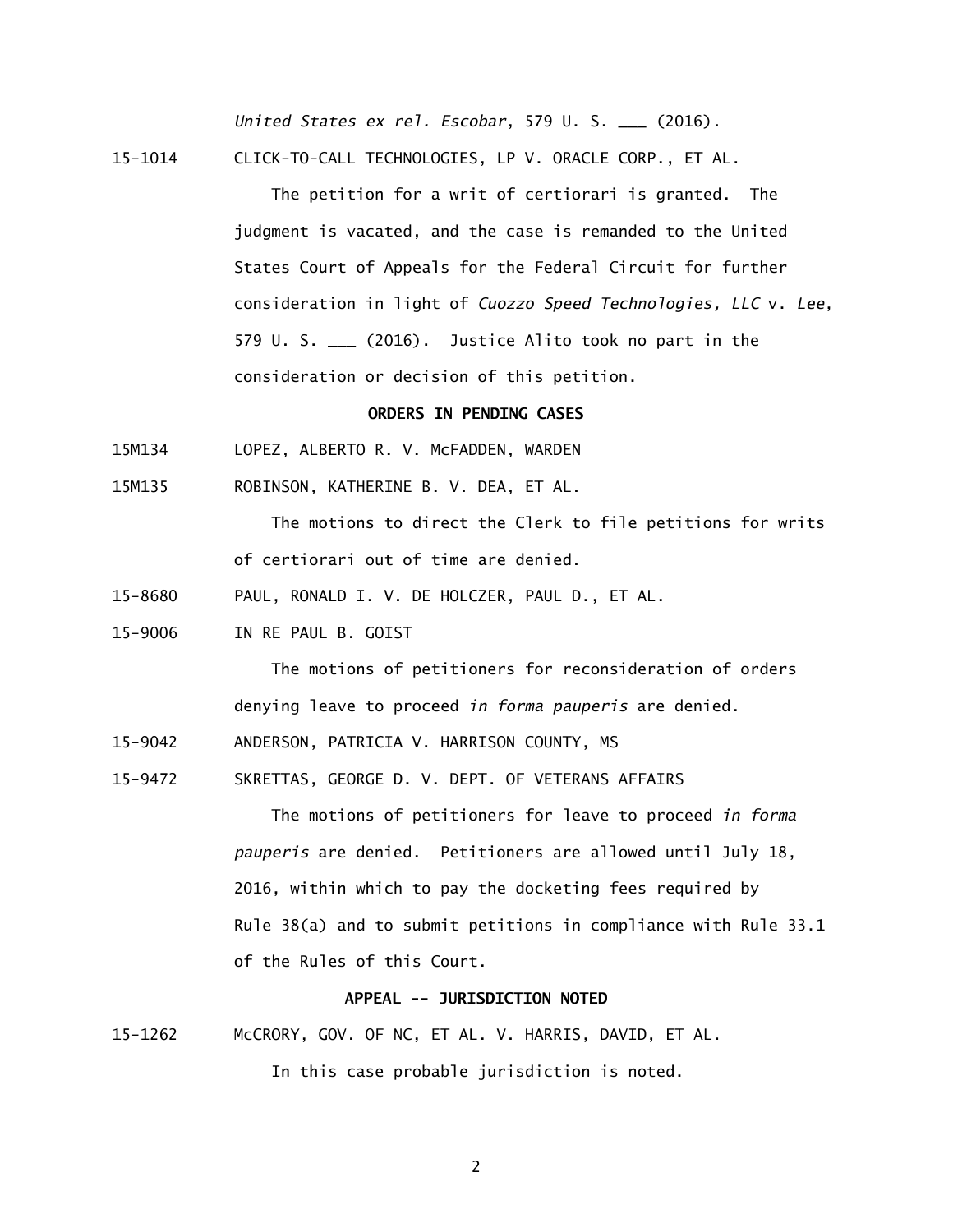*United States ex rel. Escobar*, 579 U. S. ___ (2016).

15-1014 CLICK-TO-CALL TECHNOLOGIES, LP V. ORACLE CORP., ET AL.

The petition for a writ of certiorari is granted. The judgment is vacated, and the case is remanded to the United States Court of Appeals for the Federal Circuit for further consideration in light of *Cuozzo Speed Technologies, LLC* v. *Lee*, 579 U. S. ___ (2016). Justice Alito took no part in the consideration or decision of this petition.

**ORDERS IN PENDING CASES**

15M134 LOPEZ, ALBERTO R. V. McFADDEN, WARDEN

15M135 ROBINSON, KATHERINE B. V. DEA, ET AL.

The motions to direct the Clerk to file petitions for writs of certiorari out of time are denied.

15-8680 PAUL, RONALD I. V. DE HOLCZER, PAUL D., ET AL.

15-9006 IN RE PAUL B. GOIST

The motions of petitioners for reconsideration of orders denying leave to proceed *in forma pauperis* are denied.

15-9042 ANDERSON, PATRICIA V. HARRISON COUNTY, MS

15-9472 SKRETTAS, GEORGE D. V. DEPT. OF VETERANS AFFAIRS

The motions of petitioners for leave to proceed *in forma pauperis* are denied. Petitioners are allowed until July 18, 2016, within which to pay the docketing fees required by Rule 38(a) and to submit petitions in compliance with Rule 33.1 of the Rules of this Court.

**APPEAL -- JURISDICTION NOTED**

15-1262 McCRORY, GOV. OF NC, ET AL. V. HARRIS, DAVID, ET AL.

In this case probable jurisdiction is noted.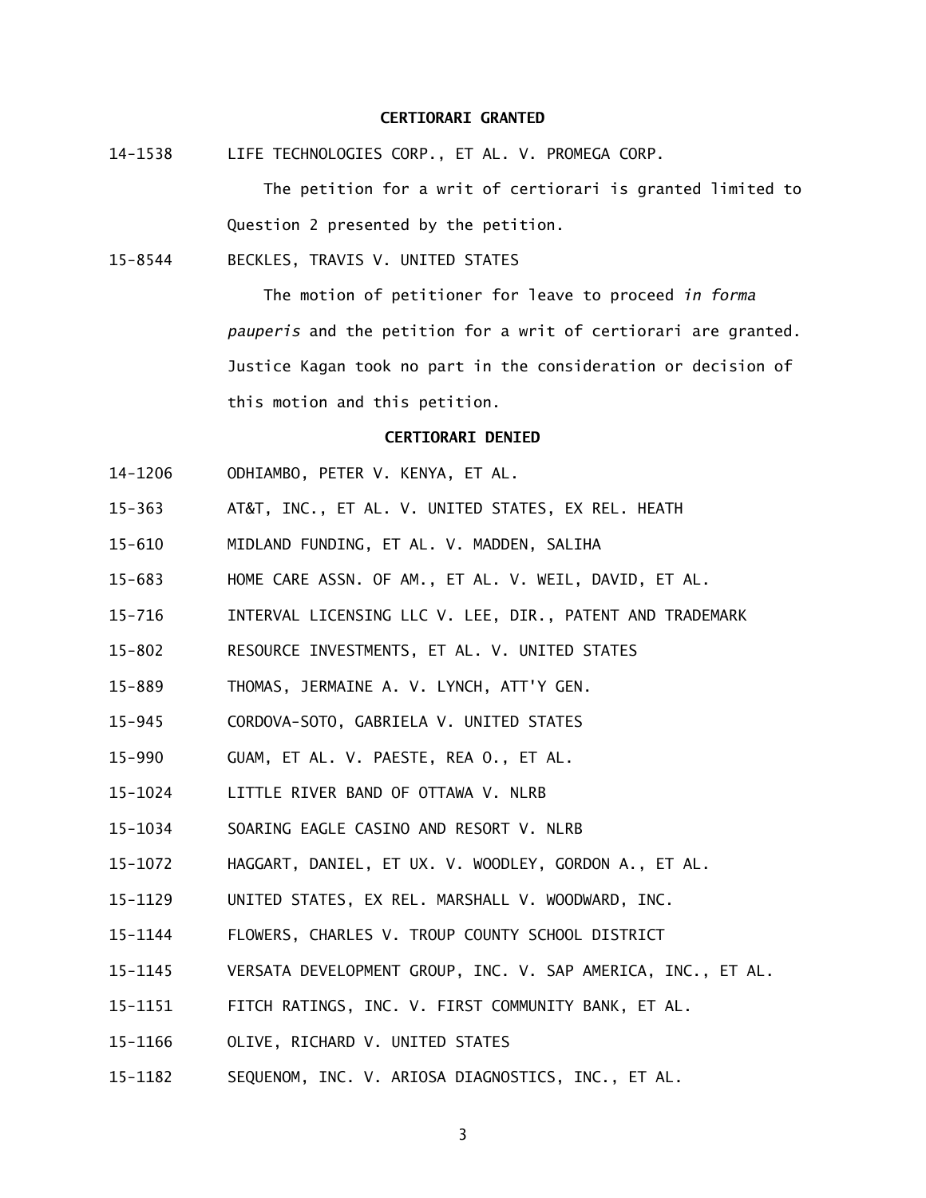## CERTIORARI GRANTED

14-1538 LIFE TECHNOLOGIES CORP., ET AL. V. PROMEGA CORP.

The petition for a writ of certiorari is granted limited to Question 2 presented by the petition.

15-8544 BECKLES, TRAVIS V. UNITED STATES

The motion of petitioner for leave to proceed *in forma pauperis* and the petition for a writ of certiorari are granted. Justice Kagan took no part in the consideration or decision of this motion and this petition.

## CERTIORARI DENIED

14-1206 ODHIAMBO, PETER V. KENYA, ET AL.

15-363 AT&T, INC., ET AL. V. UNITED STATES, EX REL. HEATH

15-610 MIDLAND FUNDING, ET AL. V. MADDEN, SALIHA

15-683 HOME CARE ASSN. OF AM., ET AL. V. WEIL, DAVID, ET AL.

15-716 INTERVAL LICENSING LLC V. LEE, DIR., PATENT AND TRADEMARK

15-802 RESOURCE INVESTMENTS, ET AL. V. UNITED STATES

15-889 THOMAS, JERMAINE A. V. LYNCH, ATT'Y GEN.

15-945 CORDOVA-SOTO, GABRIELA V. UNITED STATES

15-990 GUAM, ET AL. V. PAESTE, REA O., ET AL.

15-1024 LITTLE RIVER BAND OF OTTAWA V. NLRB

15-1034 SOARING EAGLE CASINO AND RESORT V. NLRB

15-1072 HAGGART, DANIEL, ET UX. V. WOODLEY, GORDON A., ET AL.

15-1129 UNITED STATES, EX REL. MARSHALL V. WOODWARD, INC.

15-1144 FLOWERS, CHARLES V. TROUP COUNTY SCHOOL DISTRICT

15-1145 VERSATA DEVELOPMENT GROUP, INC. V. SAP AMERICA, INC., ET AL.

15-1151 FITCH RATINGS, INC. V. FIRST COMMUNITY BANK, ET AL.

15-1166 OLIVE, RICHARD V. UNITED STATES

15-1182 SEQUENOM, INC. V. ARIOSA DIAGNOSTICS, INC., ET AL.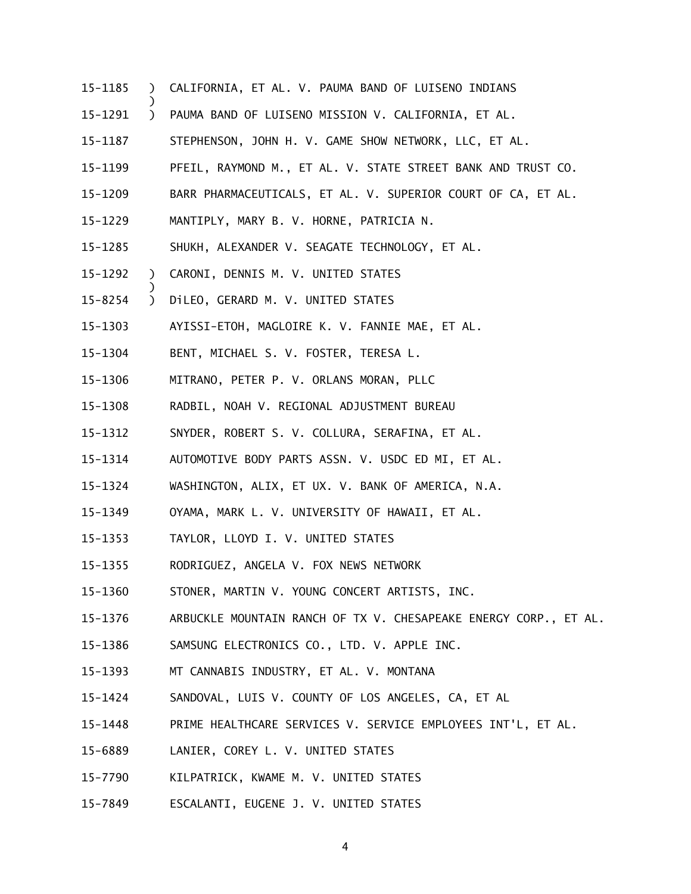15-1185 ) CALIFORNIA, ET AL. V. PAUMA BAND OF LUISENO INDIANS
)
15-1291 ) PAUMA BAND OF LUISENO MISSION V. CALIFORNIA, ET AL.

15-1187 STEPHENSON, JOHN H. V. GAME SHOW NETWORK, LLC, ET AL.

15-1199 PFEIL, RAYMOND M., ET AL. V. STATE STREET BANK AND TRUST CO.

15-1209 BARR PHARMACEUTICALS, ET AL. V. SUPERIOR COURT OF CA, ET AL.

15-1229 MANTIPLY, MARY B. V. HORNE, PATRICIA N.

15-1285 SHUKH, ALEXANDER V. SEAGATE TECHNOLOGY, ET AL.

15-1292 ) CARONI, DENNIS M. V. UNITED STATES
)
15-8254 ) DiLEO, GERARD M. V. UNITED STATES

15-1303 AYISSI-ETOH, MAGLOIRE K. V. FANNIE MAE, ET AL.

15-1304 BENT, MICHAEL S. V. FOSTER, TERESA L.

15-1306 MITRANO, PETER P. V. ORLANS MORAN, PLLC

15-1308 RADBIL, NOAH V. REGIONAL ADJUSTMENT BUREAU

15-1312 SNYDER, ROBERT S. V. COLLURA, SERAFINA, ET AL.

15-1314 AUTOMOTIVE BODY PARTS ASSN. V. USDC ED MI, ET AL.

15-1324 WASHINGTON, ALIX, ET UX. V. BANK OF AMERICA, N.A.

15-1349 OYAMA, MARK L. V. UNIVERSITY OF HAWAII, ET AL.

15-1353 TAYLOR, LLOYD I. V. UNITED STATES

15-1355 RODRIGUEZ, ANGELA V. FOX NEWS NETWORK

15-1360 STONER, MARTIN V. YOUNG CONCERT ARTISTS, INC.

15-1376 ARBUCKLE MOUNTAIN RANCH OF TX V. CHESAPEAKE ENERGY CORP., ET AL.

15-1386 SAMSUNG ELECTRONICS CO., LTD. V. APPLE INC.

15-1393 MT CANNABIS INDUSTRY, ET AL. V. MONTANA

15-1424 SANDOVAL, LUIS V. COUNTY OF LOS ANGELES, CA, ET AL

15-1448 PRIME HEALTHCARE SERVICES V. SERVICE EMPLOYEES INT'L, ET AL.

15-6889 LANIER, COREY L. V. UNITED STATES

15-7790 KILPATRICK, KWAME M. V. UNITED STATES

15-7849 ESCALANTI, EUGENE J. V. UNITED STATES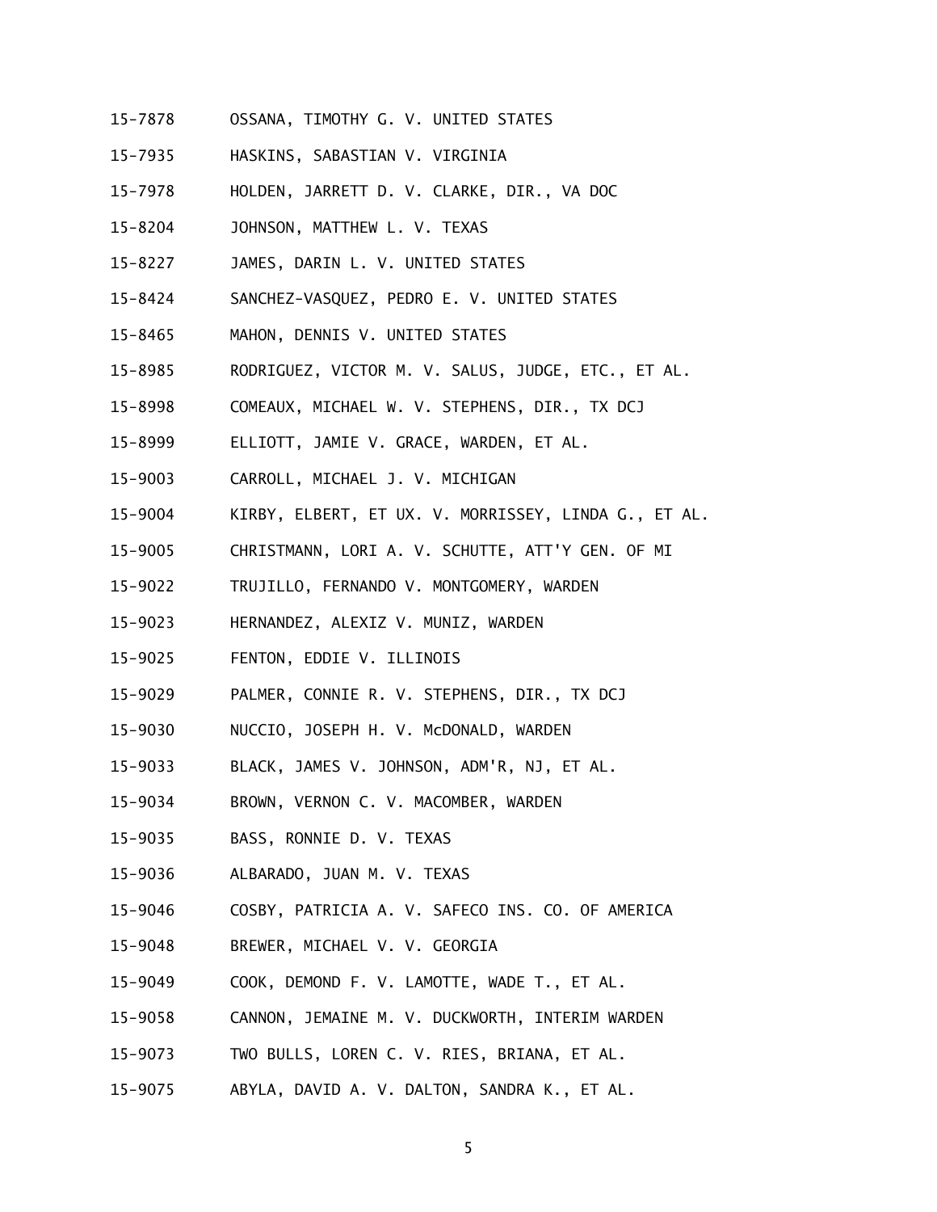15-7878 OSSANA, TIMOTHY G. V. UNITED STATES

15-7935 HASKINS, SABASTIAN V. VIRGINIA

15-7978 HOLDEN, JARRETT D. V. CLARKE, DIR., VA DOC

15-8204 JOHNSON, MATTHEW L. V. TEXAS

15-8227 JAMES, DARIN L. V. UNITED STATES

15-8424 SANCHEZ-VASQUEZ, PEDRO E. V. UNITED STATES

15-8465 MAHON, DENNIS V. UNITED STATES

15-8985 RODRIGUEZ, VICTOR M. V. SALUS, JUDGE, ETC., ET AL.

15-8998 COMEAUX, MICHAEL W. V. STEPHENS, DIR., TX DCJ

15-8999 ELLIOTT, JAMIE V. GRACE, WARDEN, ET AL.

15-9003 CARROLL, MICHAEL J. V. MICHIGAN

15-9004 KIRBY, ELBERT, ET UX. V. MORRISSEY, LINDA G., ET AL.

15-9005 CHRISTMANN, LORI A. V. SCHUTTE, ATT'Y GEN. OF MI

15-9022 TRUJILLO, FERNANDO V. MONTGOMERY, WARDEN

15-9023 HERNANDEZ, ALEXIZ V. MUNIZ, WARDEN

15-9025 FENTON, EDDIE V. ILLINOIS

15-9029 PALMER, CONNIE R. V. STEPHENS, DIR., TX DCJ

15-9030 NUCCIO, JOSEPH H. V. McDONALD, WARDEN

15-9033 BLACK, JAMES V. JOHNSON, ADM'R, NJ, ET AL.

15-9034 BROWN, VERNON C. V. MACOMBER, WARDEN

15-9035 BASS, RONNIE D. V. TEXAS

15-9036 ALBARADO, JUAN M. V. TEXAS

15-9046 COSBY, PATRICIA A. V. SAFECO INS. CO. OF AMERICA

15-9048 BREWER, MICHAEL V. V. GEORGIA

15-9049 COOK, DEMOND F. V. LAMOTTE, WADE T., ET AL.

15-9058 CANNON, JEMAINE M. V. DUCKWORTH, INTERIM WARDEN

15-9073 TWO BULLS, LOREN C. V. RIES, BRIANA, ET AL.

15-9075 ABYLA, DAVID A. V. DALTON, SANDRA K., ET AL.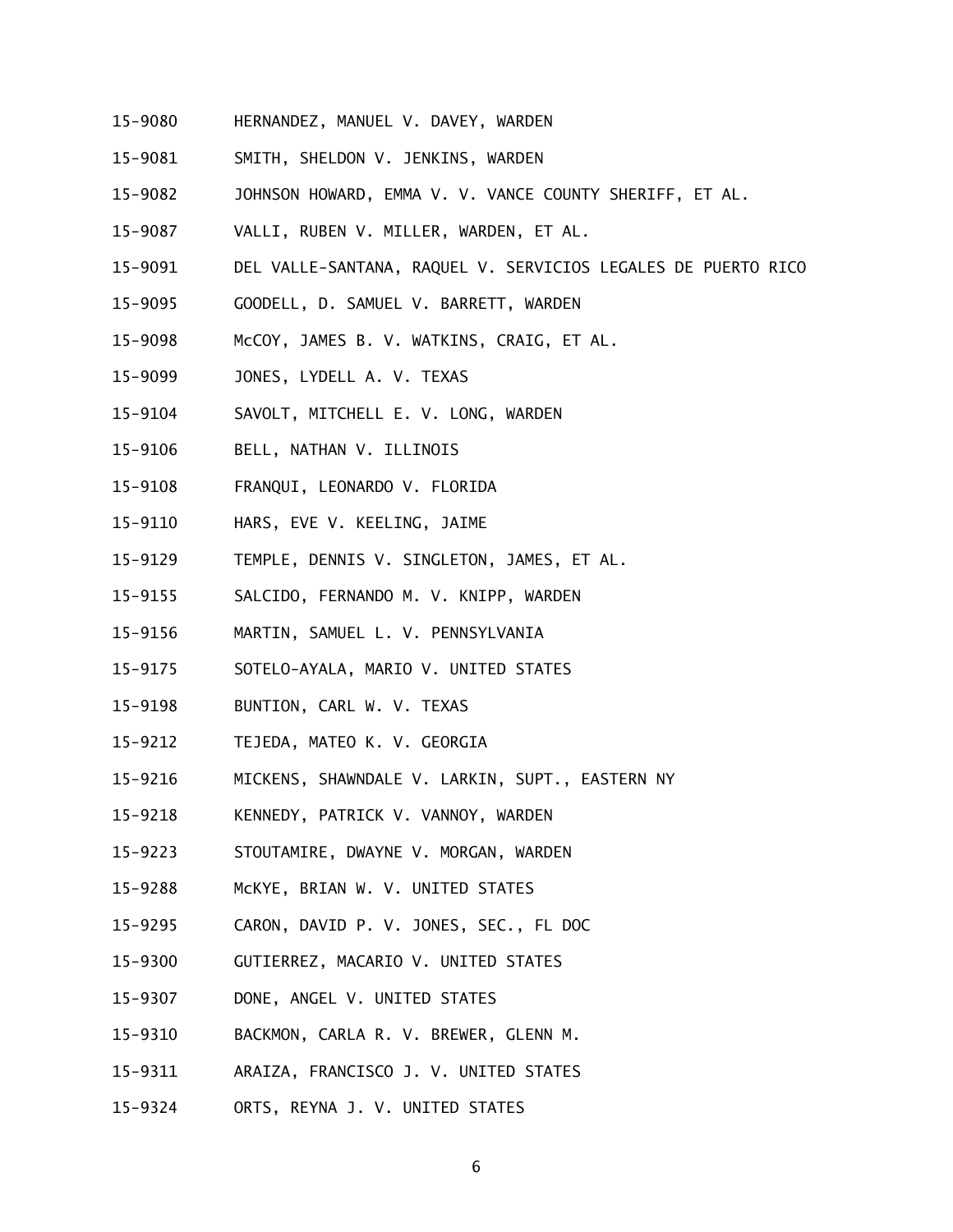15-9080 HERNANDEZ, MANUEL V. DAVEY, WARDEN

15-9081 SMITH, SHELDON V. JENKINS, WARDEN

15-9082 JOHNSON HOWARD, EMMA V. V. VANCE COUNTY SHERIFF, ET AL.

15-9087 VALLI, RUBEN V. MILLER, WARDEN, ET AL.

15-9091 DEL VALLE-SANTANA, RAQUEL V. SERVICIOS LEGALES DE PUERTO RICO

15-9095 GOODELL, D. SAMUEL V. BARRETT, WARDEN

15-9098 McCOY, JAMES B. V. WATKINS, CRAIG, ET AL.

15-9099 JONES, LYDELL A. V. TEXAS

15-9104 SAVOLT, MITCHELL E. V. LONG, WARDEN

15-9106 BELL, NATHAN V. ILLINOIS

15-9108 FRANQUI, LEONARDO V. FLORIDA

15-9110 HARS, EVE V. KEELING, JAIME

15-9129 TEMPLE, DENNIS V. SINGLETON, JAMES, ET AL.

15-9155 SALCIDO, FERNANDO M. V. KNIPP, WARDEN

15-9156 MARTIN, SAMUEL L. V. PENNSYLVANIA

15-9175 SOTELO-AYALA, MARIO V. UNITED STATES

15-9198 BUNTION, CARL W. V. TEXAS

15-9212 TEJEDA, MATEO K. V. GEORGIA

15-9216 MICKENS, SHAWNDALE V. LARKIN, SUPT., EASTERN NY

15-9218 KENNEDY, PATRICK V. VANNOY, WARDEN

15-9223 STOUTAMIRE, DWAYNE V. MORGAN, WARDEN

15-9288 McKYE, BRIAN W. V. UNITED STATES

15-9295 CARON, DAVID P. V. JONES, SEC., FL DOC

15-9300 GUTIERREZ, MACARIO V. UNITED STATES

15-9307 DONE, ANGEL V. UNITED STATES

15-9310 BACKMON, CARLA R. V. BREWER, GLENN M.

15-9311 ARAIZA, FRANCISCO J. V. UNITED STATES

15-9324 ORTS, REYNA J. V. UNITED STATES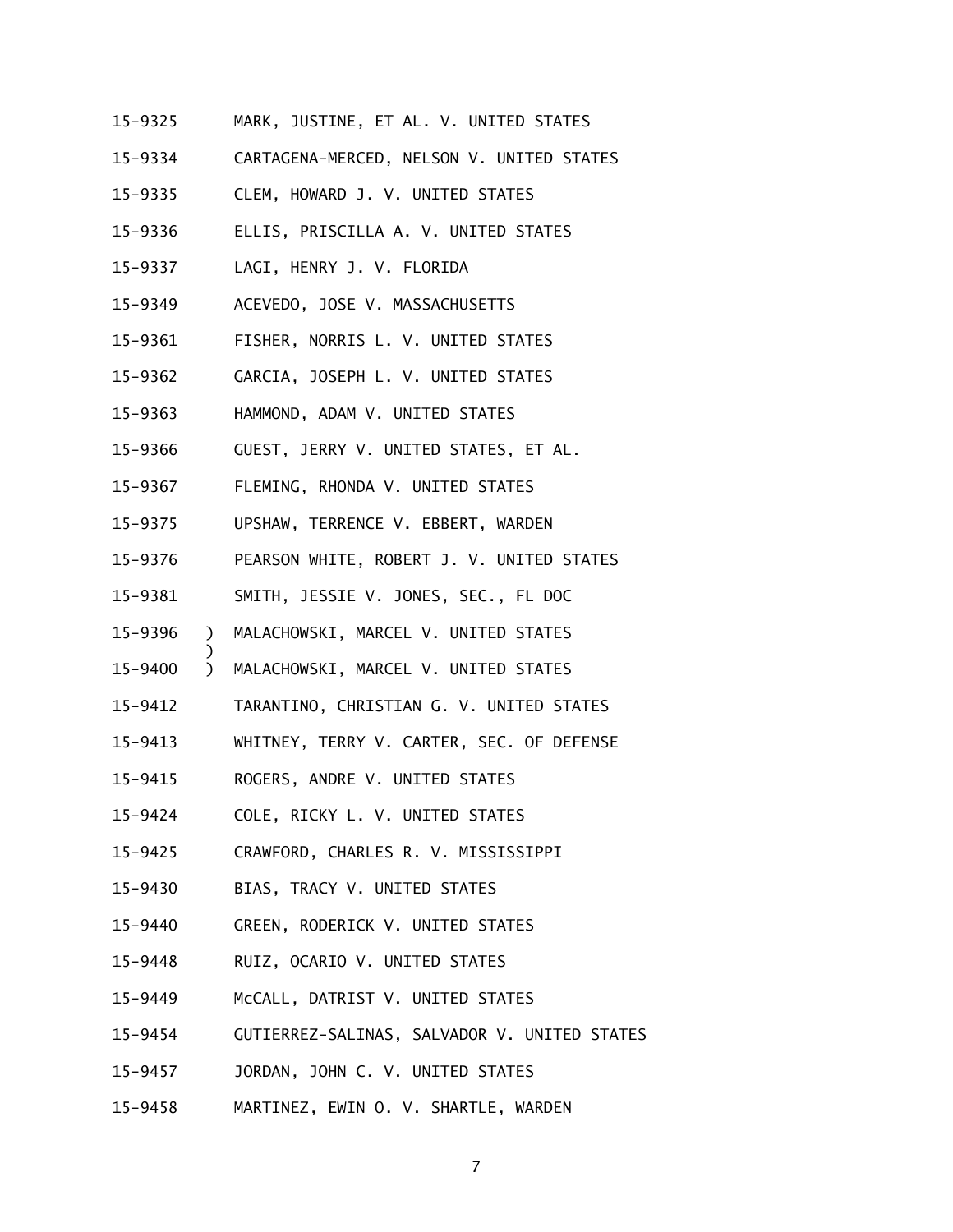15-9325 MARK, JUSTINE, ET AL. V. UNITED STATES

15-9334 CARTAGENA-MERCED, NELSON V. UNITED STATES

15-9335 CLEM, HOWARD J. V. UNITED STATES

15-9336 ELLIS, PRISCILLA A. V. UNITED STATES

15-9337 LAGI, HENRY J. V. FLORIDA

15-9349 ACEVEDO, JOSE V. MASSACHUSETTS

15-9361 FISHER, NORRIS L. V. UNITED STATES

15-9362 GARCIA, JOSEPH L. V. UNITED STATES

15-9363 HAMMOND, ADAM V. UNITED STATES

15-9366 GUEST, JERRY V. UNITED STATES, ET AL.

15-9367 FLEMING, RHONDA V. UNITED STATES

15-9375 UPSHAW, TERRENCE V. EBBERT, WARDEN

15-9376 PEARSON WHITE, ROBERT J. V. UNITED STATES

15-9381 SMITH, JESSIE V. JONES, SEC., FL DOC

15-9396 ) MALACHOWSKI, MARCEL V. UNITED STATES
)
15-9400 ) MALACHOWSKI, MARCEL V. UNITED STATES

15-9412 TARANTINO, CHRISTIAN G. V. UNITED STATES

15-9413 WHITNEY, TERRY V. CARTER, SEC. OF DEFENSE

15-9415 ROGERS, ANDRE V. UNITED STATES

15-9424 COLE, RICKY L. V. UNITED STATES

15-9425 CRAWFORD, CHARLES R. V. MISSISSIPPI

15-9430 BIAS, TRACY V. UNITED STATES

15-9440 GREEN, RODERICK V. UNITED STATES

15-9448 RUIZ, OCARIO V. UNITED STATES

15-9449 McCALL, DATRIST V. UNITED STATES

15-9454 GUTIERREZ-SALINAS, SALVADOR V. UNITED STATES

15-9457 JORDAN, JOHN C. V. UNITED STATES

15-9458 MARTINEZ, EWIN O. V. SHARTLE, WARDEN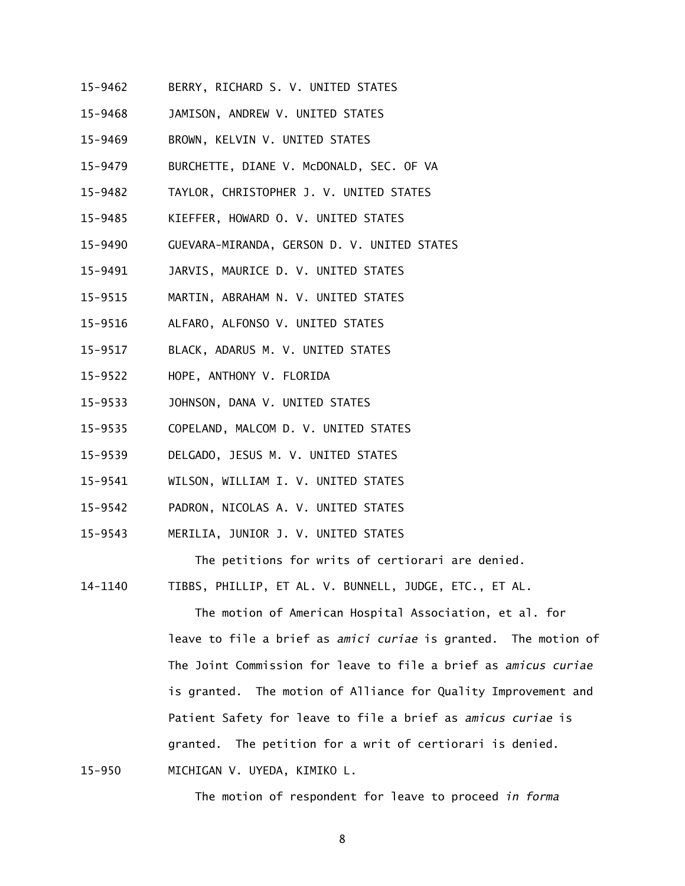15-9462 BERRY, RICHARD S. V. UNITED STATES

15-9468 JAMISON, ANDREW V. UNITED STATES

15-9469 BROWN, KELVIN V. UNITED STATES

15-9479 BURCHETTE, DIANE V. McDONALD, SEC. OF VA

15-9482 TAYLOR, CHRISTOPHER J. V. UNITED STATES

15-9485 KIEFFER, HOWARD O. V. UNITED STATES

15-9490 GUEVARA-MIRANDA, GERSON D. V. UNITED STATES

15-9491 JARVIS, MAURICE D. V. UNITED STATES

15-9515 MARTIN, ABRAHAM N. V. UNITED STATES

15-9516 ALFARO, ALFONSO V. UNITED STATES

15-9517 BLACK, ADARUS M. V. UNITED STATES

15-9522 HOPE, ANTHONY V. FLORIDA

15-9533 JOHNSON, DANA V. UNITED STATES

15-9535 COPELAND, MALCOM D. V. UNITED STATES

15-9539 DELGADO, JESUS M. V. UNITED STATES

15-9541 WILSON, WILLIAM I. V. UNITED STATES

15-9542 PADRON, NICOLAS A. V. UNITED STATES

15-9543 MERILIA, JUNIOR J. V. UNITED STATES

The petitions for writs of certiorari are denied.

14-1140 TIBBS, PHILLIP, ET AL. V. BUNNELL, JUDGE, ETC., ET AL.

The motion of American Hospital Association, et al. for leave to file a brief as *amici curiae* is granted. The motion of The Joint Commission for leave to file a brief as *amicus curiae* is granted. The motion of Alliance for Quality Improvement and Patient Safety for leave to file a brief as *amicus curiae* is granted. The petition for a writ of certiorari is denied.

15-950 MICHIGAN V. UYEDA, KIMIKO L.

The motion of respondent for leave to proceed *in forma*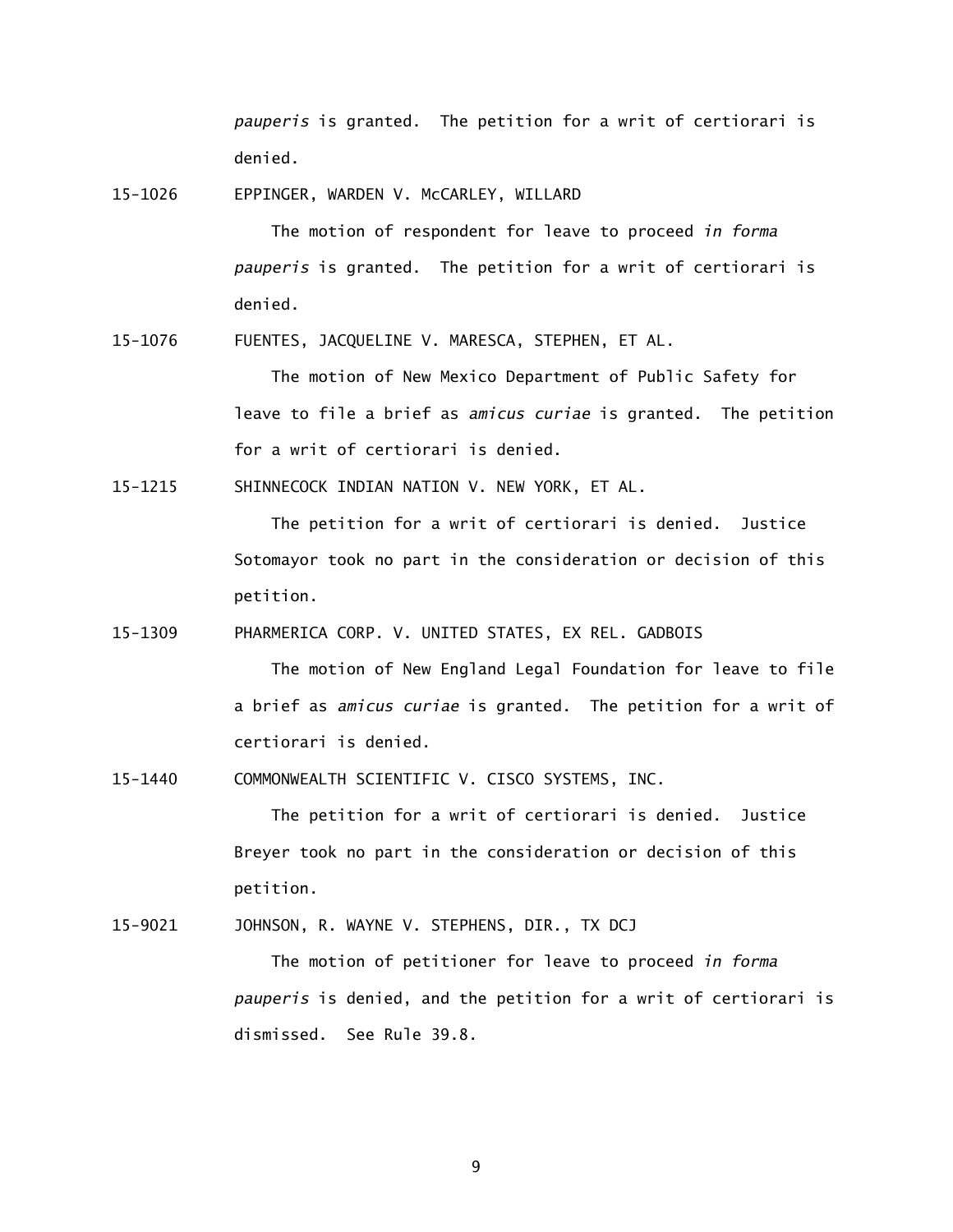*pauperis* is granted. The petition for a writ of certiorari is denied.

15-1026 EPPINGER, WARDEN V. McCARLEY, WILLARD

The motion of respondent for leave to proceed *in forma pauperis* is granted. The petition for a writ of certiorari is denied.

15-1076 FUENTES, JACQUELINE V. MARESCA, STEPHEN, ET AL.

The motion of New Mexico Department of Public Safety for leave to file a brief as *amicus curiae* is granted. The petition for a writ of certiorari is denied.

15-1215 SHINNECOCK INDIAN NATION V. NEW YORK, ET AL.

The petition for a writ of certiorari is denied. Justice Sotomayor took no part in the consideration or decision of this petition.

15-1309 PHARMERICA CORP. V. UNITED STATES, EX REL. GADBOIS

The motion of New England Legal Foundation for leave to file a brief as *amicus curiae* is granted. The petition for a writ of certiorari is denied.

15-1440 COMMONWEALTH SCIENTIFIC V. CISCO SYSTEMS, INC.

The petition for a writ of certiorari is denied. Justice Breyer took no part in the consideration or decision of this petition.

15-9021 JOHNSON, R. WAYNE V. STEPHENS, DIR., TX DCJ

The motion of petitioner for leave to proceed *in forma pauperis* is denied, and the petition for a writ of certiorari is dismissed. See Rule 39.8.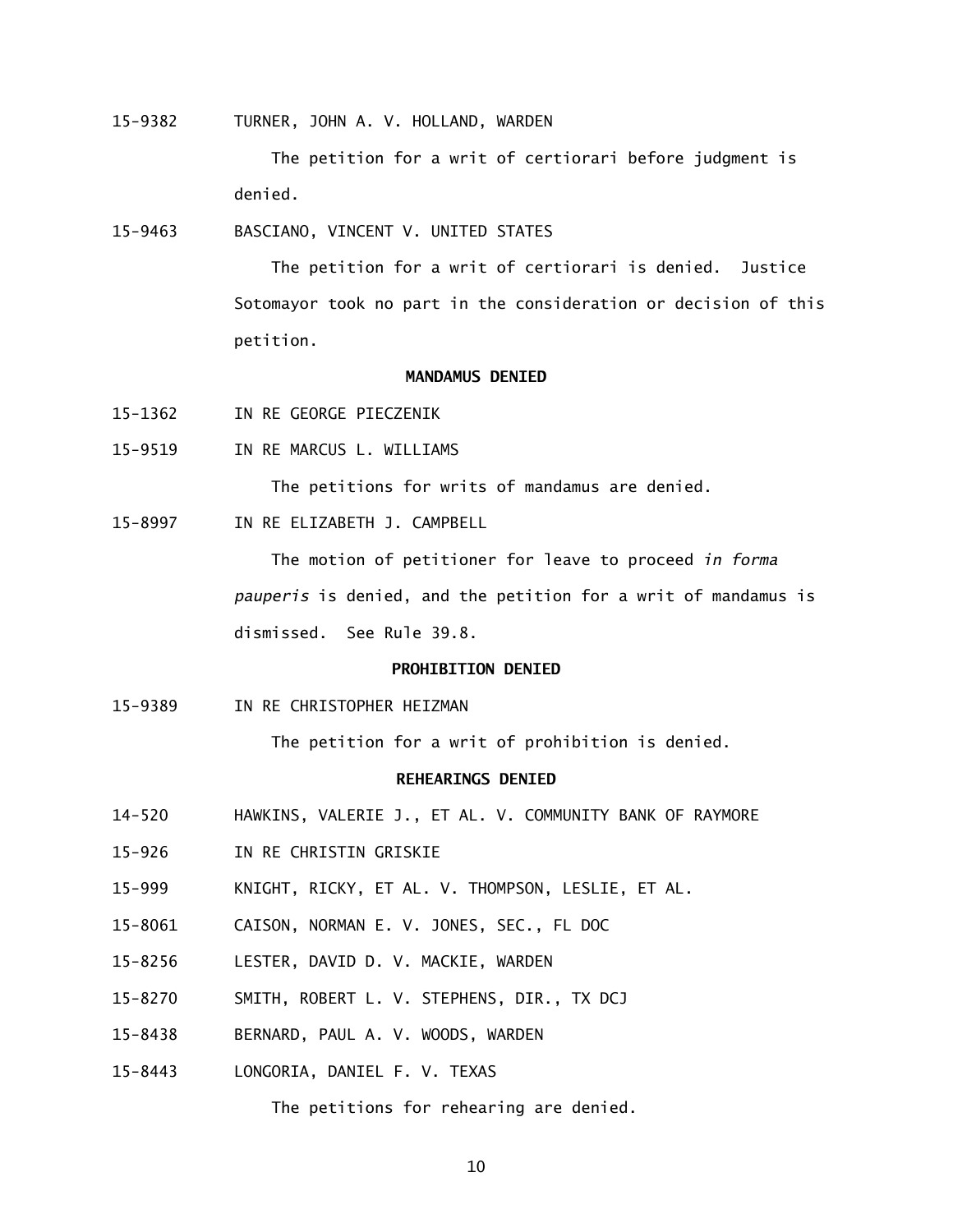15-9382 TURNER, JOHN A. V. HOLLAND, WARDEN

The petition for a writ of certiorari before judgment is denied.

15-9463 BASCIANO, VINCENT V. UNITED STATES

The petition for a writ of certiorari is denied. Justice Sotomayor took no part in the consideration or decision of this petition.

**MANDAMUS DENIED**

15-1362 IN RE GEORGE PIECZENIK

15-9519 IN RE MARCUS L. WILLIAMS

The petitions for writs of mandamus are denied.

15-8997 IN RE ELIZABETH J. CAMPBELL

The motion of petitioner for leave to proceed *in forma pauperis* is denied, and the petition for a writ of mandamus is dismissed. See Rule 39.8.

**PROHIBITION DENIED**

15-9389 IN RE CHRISTOPHER HEIZMAN

The petition for a writ of prohibition is denied.

**REHEARINGS DENIED**

14-520 HAWKINS, VALERIE J., ET AL. V. COMMUNITY BANK OF RAYMORE

15-926 IN RE CHRISTIN GRISKIE

15-999 KNIGHT, RICKY, ET AL. V. THOMPSON, LESLIE, ET AL.

15-8061 CAISON, NORMAN E. V. JONES, SEC., FL DOC

15-8256 LESTER, DAVID D. V. MACKIE, WARDEN

15-8270 SMITH, ROBERT L. V. STEPHENS, DIR., TX DCJ

15-8438 BERNARD, PAUL A. V. WOODS, WARDEN

15-8443 LONGORIA, DANIEL F. V. TEXAS

The petitions for rehearing are denied.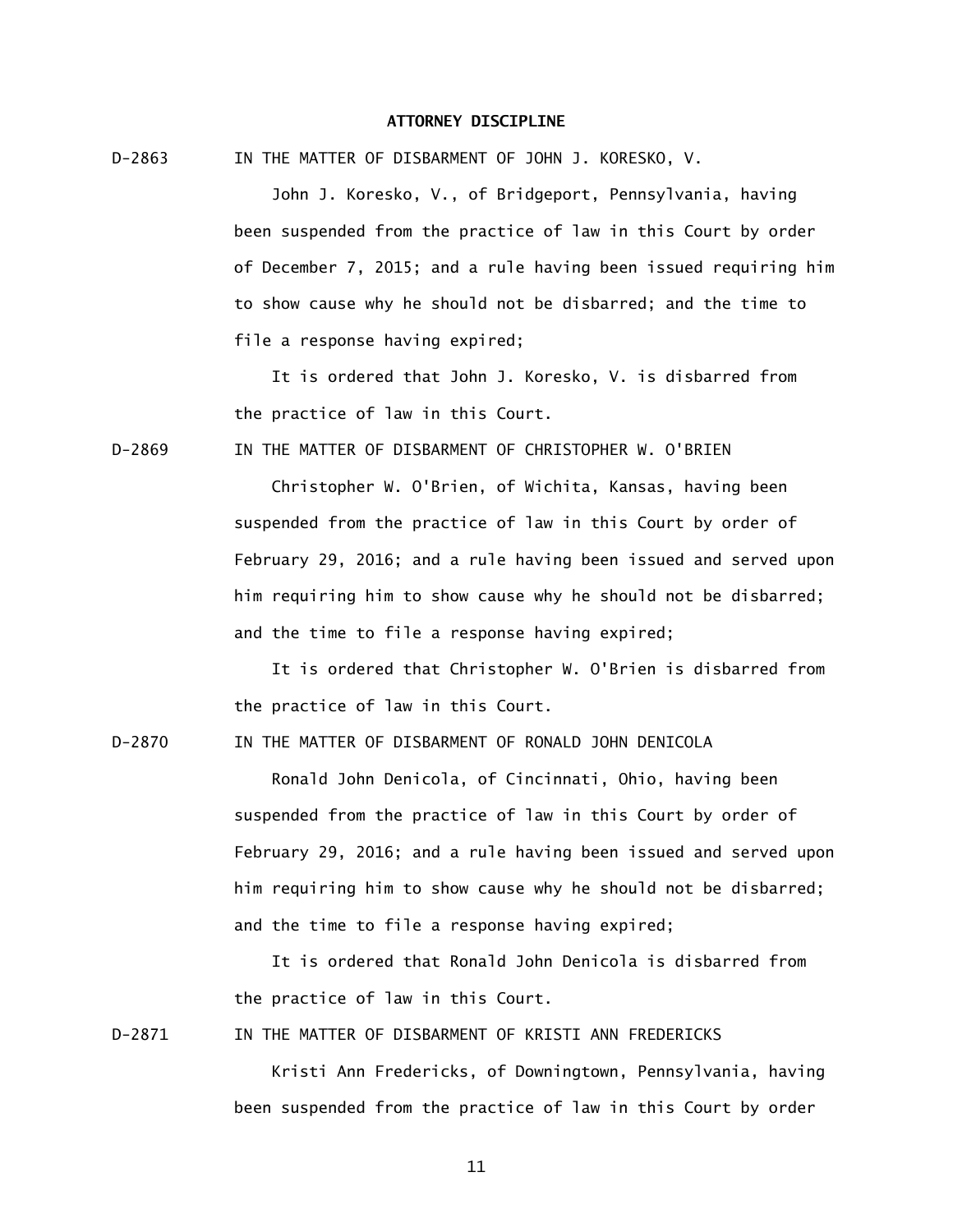## ATTORNEY DISCIPLINE

D-2863 IN THE MATTER OF DISBARMENT OF JOHN J. KORESKO, V.

John J. Koresko, V., of Bridgeport, Pennsylvania, having been suspended from the practice of law in this Court by order of December 7, 2015; and a rule having been issued requiring him to show cause why he should not be disbarred; and the time to file a response having expired;

It is ordered that John J. Koresko, V. is disbarred from the practice of law in this Court.

D-2869 IN THE MATTER OF DISBARMENT OF CHRISTOPHER W. O'BRIEN

Christopher W. O'Brien, of Wichita, Kansas, having been suspended from the practice of law in this Court by order of February 29, 2016; and a rule having been issued and served upon him requiring him to show cause why he should not be disbarred; and the time to file a response having expired;

It is ordered that Christopher W. O'Brien is disbarred from the practice of law in this Court.

D-2870 IN THE MATTER OF DISBARMENT OF RONALD JOHN DENICOLA

Ronald John Denicola, of Cincinnati, Ohio, having been suspended from the practice of law in this Court by order of February 29, 2016; and a rule having been issued and served upon him requiring him to show cause why he should not be disbarred; and the time to file a response having expired;

It is ordered that Ronald John Denicola is disbarred from the practice of law in this Court.

D-2871 IN THE MATTER OF DISBARMENT OF KRISTI ANN FREDERICKS

Kristi Ann Fredericks, of Downingtown, Pennsylvania, having been suspended from the practice of law in this Court by order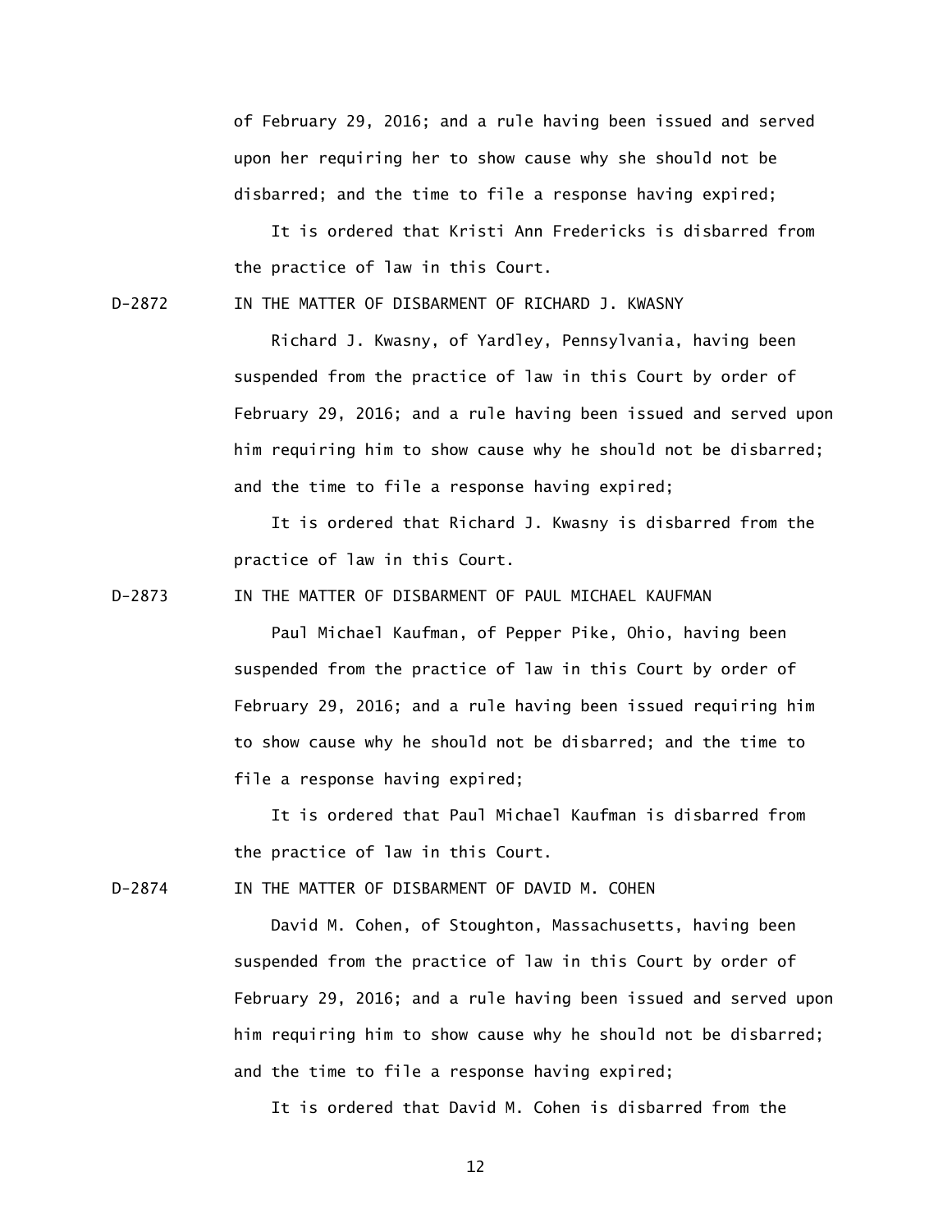of February 29, 2016; and a rule having been issued and served upon her requiring her to show cause why she should not be disbarred; and the time to file a response having expired;

It is ordered that Kristi Ann Fredericks is disbarred from the practice of law in this Court.

D-2872 IN THE MATTER OF DISBARMENT OF RICHARD J. KWASNY

Richard J. Kwasny, of Yardley, Pennsylvania, having been suspended from the practice of law in this Court by order of February 29, 2016; and a rule having been issued and served upon him requiring him to show cause why he should not be disbarred; and the time to file a response having expired;

It is ordered that Richard J. Kwasny is disbarred from the practice of law in this Court.

D-2873 IN THE MATTER OF DISBARMENT OF PAUL MICHAEL KAUFMAN

Paul Michael Kaufman, of Pepper Pike, Ohio, having been suspended from the practice of law in this Court by order of February 29, 2016; and a rule having been issued requiring him to show cause why he should not be disbarred; and the time to file a response having expired;

It is ordered that Paul Michael Kaufman is disbarred from the practice of law in this Court.

D-2874 IN THE MATTER OF DISBARMENT OF DAVID M. COHEN

David M. Cohen, of Stoughton, Massachusetts, having been suspended from the practice of law in this Court by order of February 29, 2016; and a rule having been issued and served upon him requiring him to show cause why he should not be disbarred; and the time to file a response having expired;

It is ordered that David M. Cohen is disbarred from the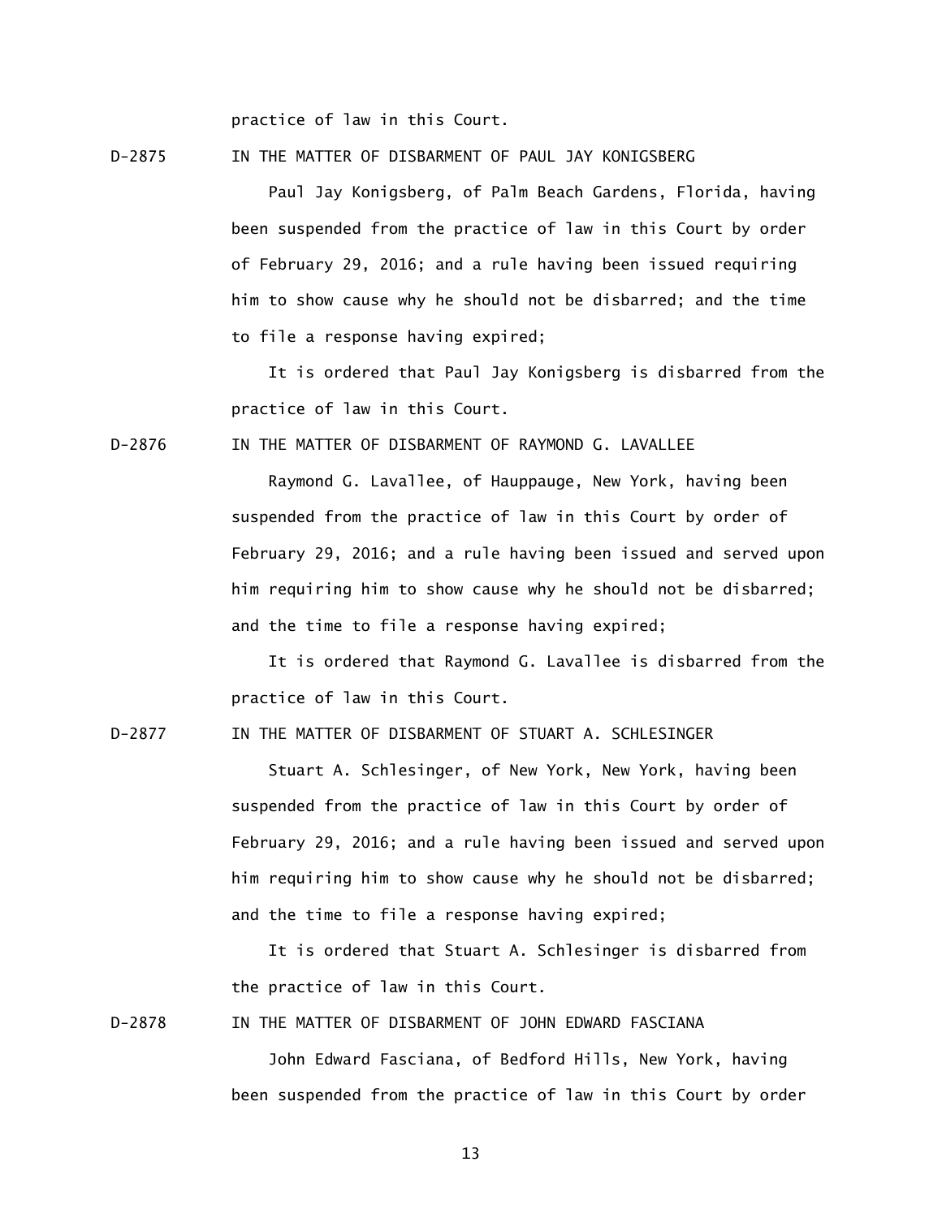practice of law in this Court.

D-2875 IN THE MATTER OF DISBARMENT OF PAUL JAY KONIGSBERG

Paul Jay Konigsberg, of Palm Beach Gardens, Florida, having been suspended from the practice of law in this Court by order of February 29, 2016; and a rule having been issued requiring him to show cause why he should not be disbarred; and the time to file a response having expired;

It is ordered that Paul Jay Konigsberg is disbarred from the practice of law in this Court.

D-2876 IN THE MATTER OF DISBARMENT OF RAYMOND G. LAVALLEE

Raymond G. Lavallee, of Hauppauge, New York, having been suspended from the practice of law in this Court by order of February 29, 2016; and a rule having been issued and served upon him requiring him to show cause why he should not be disbarred; and the time to file a response having expired;

It is ordered that Raymond G. Lavallee is disbarred from the practice of law in this Court.

D-2877 IN THE MATTER OF DISBARMENT OF STUART A. SCHLESINGER

Stuart A. Schlesinger, of New York, New York, having been suspended from the practice of law in this Court by order of February 29, 2016; and a rule having been issued and served upon him requiring him to show cause why he should not be disbarred; and the time to file a response having expired;

It is ordered that Stuart A. Schlesinger is disbarred from the practice of law in this Court.

D-2878 IN THE MATTER OF DISBARMENT OF JOHN EDWARD FASCIANA

John Edward Fasciana, of Bedford Hills, New York, having been suspended from the practice of law in this Court by order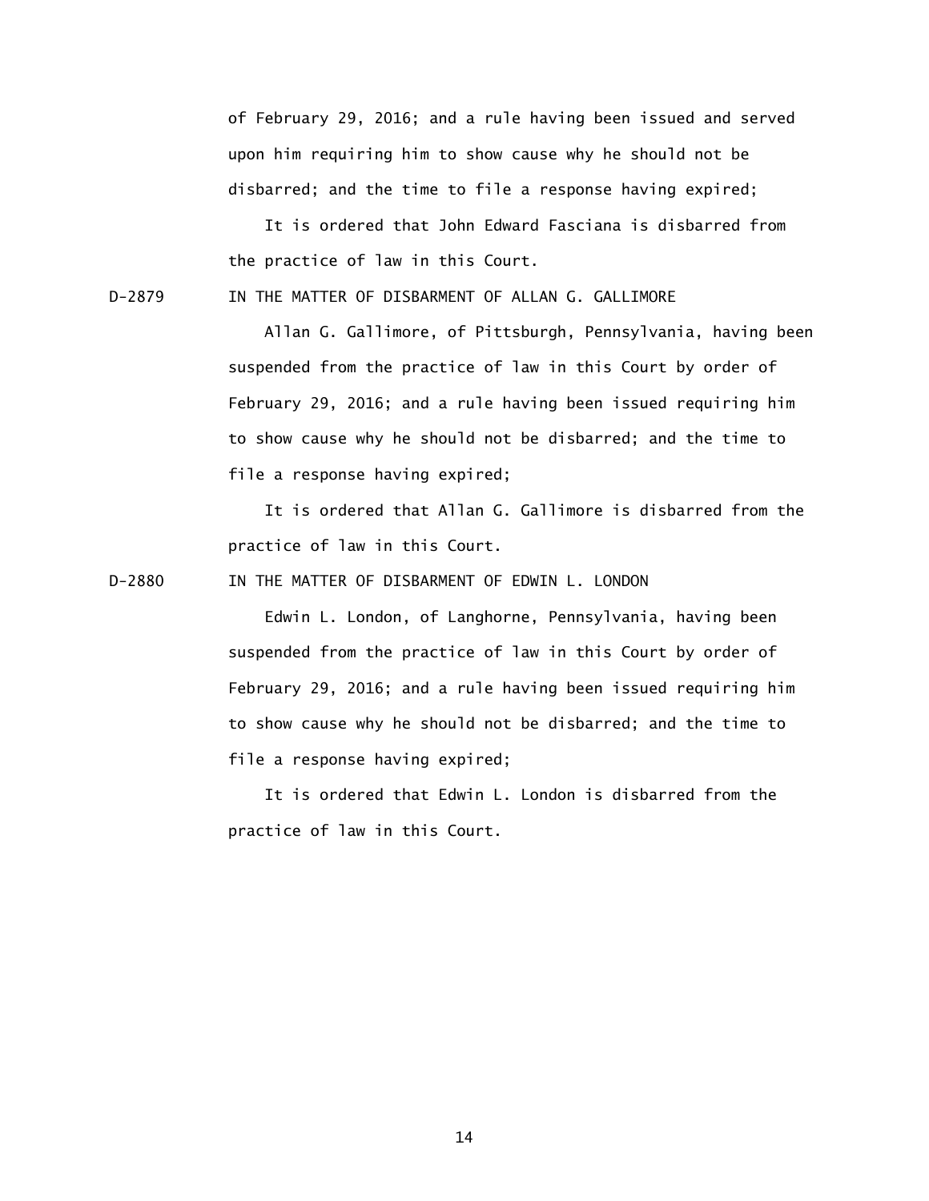of February 29, 2016; and a rule having been issued and served upon him requiring him to show cause why he should not be disbarred; and the time to file a response having expired;

It is ordered that John Edward Fasciana is disbarred from the practice of law in this Court.

D-2879 IN THE MATTER OF DISBARMENT OF ALLAN G. GALLIMORE

Allan G. Gallimore, of Pittsburgh, Pennsylvania, having been suspended from the practice of law in this Court by order of February 29, 2016; and a rule having been issued requiring him to show cause why he should not be disbarred; and the time to file a response having expired;

It is ordered that Allan G. Gallimore is disbarred from the practice of law in this Court.

D-2880 IN THE MATTER OF DISBARMENT OF EDWIN L. LONDON

Edwin L. London, of Langhorne, Pennsylvania, having been suspended from the practice of law in this Court by order of February 29, 2016; and a rule having been issued requiring him to show cause why he should not be disbarred; and the time to file a response having expired;

It is ordered that Edwin L. London is disbarred from the practice of law in this Court.